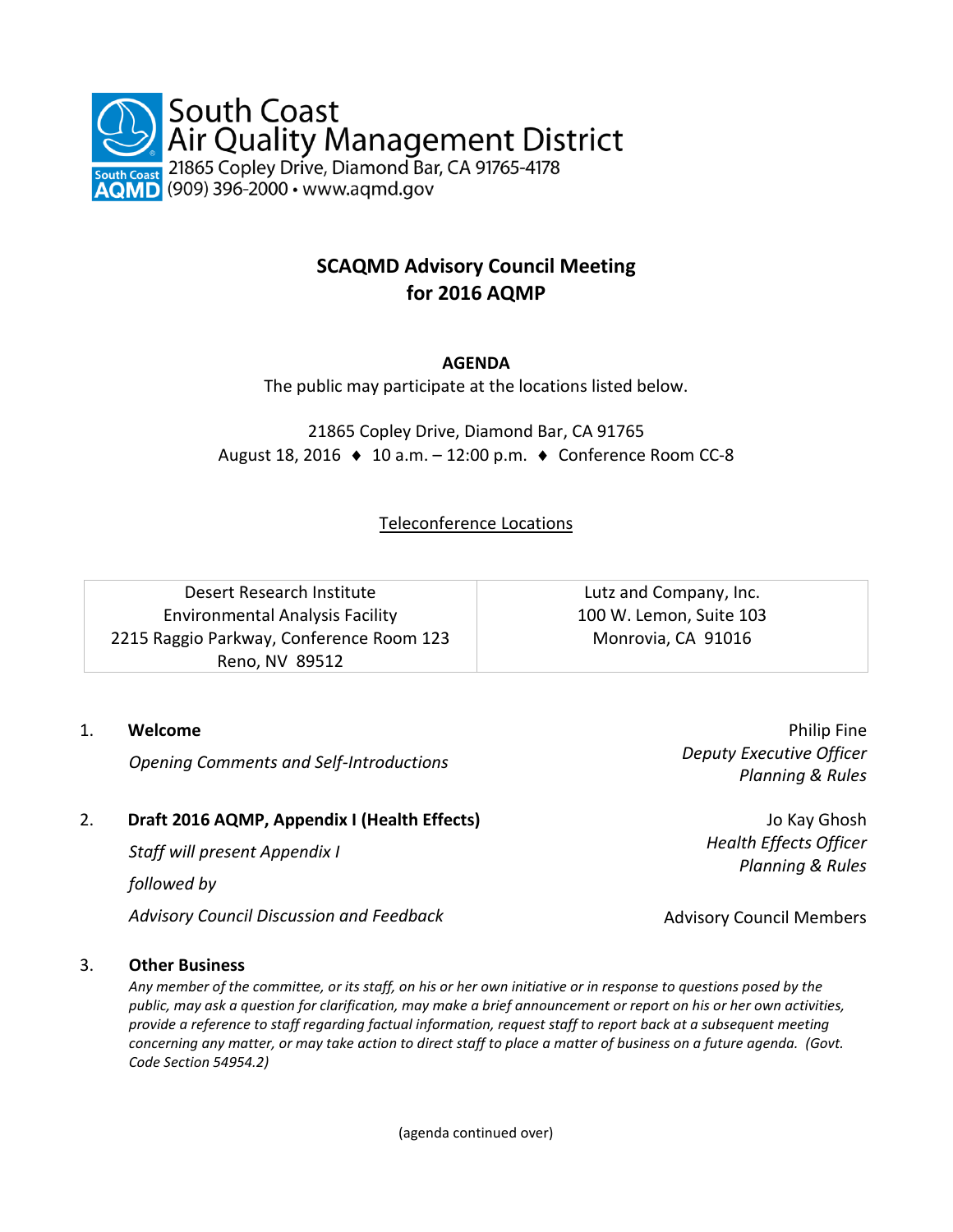South Coast
Air Quality Management District
21865 Copley Drive, Diamond Bar, CA 91765-4178
(909) 396-2000 • www.aqmd.gov

# SCAQMD Advisory Council Meeting for 2016 AQMP

**AGENDA**

The public may participate at the locations listed below.

21865 Copley Drive, Diamond Bar, CA 91765
August 18, 2016 ♦ 10 a.m. – 12:00 p.m. ♦ Conference Room CC-8

Teleconference Locations

| Desert Research Institute<br>Environmental Analysis Facility<br>2215 Raggio Parkway, Conference Room 123<br>Reno, NV 89512 | Lutz and Company, Inc.<br>100 W. Lemon, Suite 103<br>Monrovia, CA 91016 |
|---|---|

1. **Welcome** — Philip Fine, *Deputy Executive Officer, Planning & Rules*

   *Opening Comments and Self-Introductions*

2. **Draft 2016 AQMP, Appendix I (Health Effects)** — Jo Kay Ghosh, *Health Effects Officer, Planning & Rules*

   *Staff will present Appendix I*

   *followed by*

   *Advisory Council Discussion and Feedback* — Advisory Council Members

3. **Other Business**

   *Any member of the committee, or its staff, on his or her own initiative or in response to questions posed by the public, may ask a question for clarification, may make a brief announcement or report on his or her own activities, provide a reference to staff regarding factual information, request staff to report back at a subsequent meeting concerning any matter, or may take action to direct staff to place a matter of business on a future agenda. (Govt. Code Section 54954.2)*

(agenda continued over)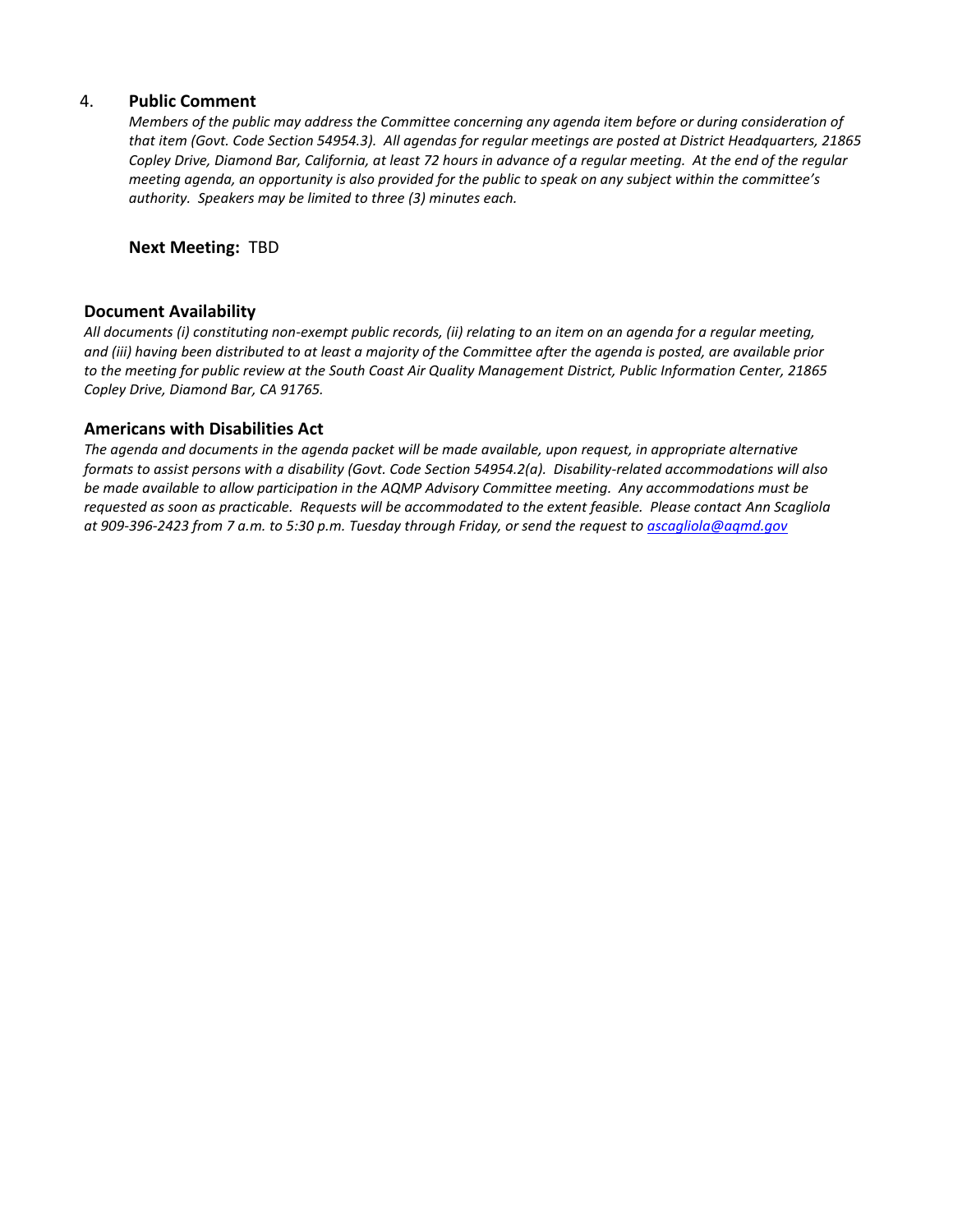4. **Public Comment**

*Members of the public may address the Committee concerning any agenda item before or during consideration of that item (Govt. Code Section 54954.3). All agendas for regular meetings are posted at District Headquarters, 21865 Copley Drive, Diamond Bar, California, at least 72 hours in advance of a regular meeting. At the end of the regular meeting agenda, an opportunity is also provided for the public to speak on any subject within the committee's authority. Speakers may be limited to three (3) minutes each.*

**Next Meeting:** TBD

## Document Availability

*All documents (i) constituting non-exempt public records, (ii) relating to an item on an agenda for a regular meeting, and (iii) having been distributed to at least a majority of the Committee after the agenda is posted, are available prior to the meeting for public review at the South Coast Air Quality Management District, Public Information Center, 21865 Copley Drive, Diamond Bar, CA 91765.*

## Americans with Disabilities Act

*The agenda and documents in the agenda packet will be made available, upon request, in appropriate alternative formats to assist persons with a disability (Govt. Code Section 54954.2(a). Disability-related accommodations will also be made available to allow participation in the AQMP Advisory Committee meeting. Any accommodations must be requested as soon as practicable. Requests will be accommodated to the extent feasible. Please contact Ann Scagliola at 909-396-2423 from 7 a.m. to 5:30 p.m. Tuesday through Friday, or send the request to [ascagliola@aqmd.gov](mailto:ascagliola@aqmd.gov)*